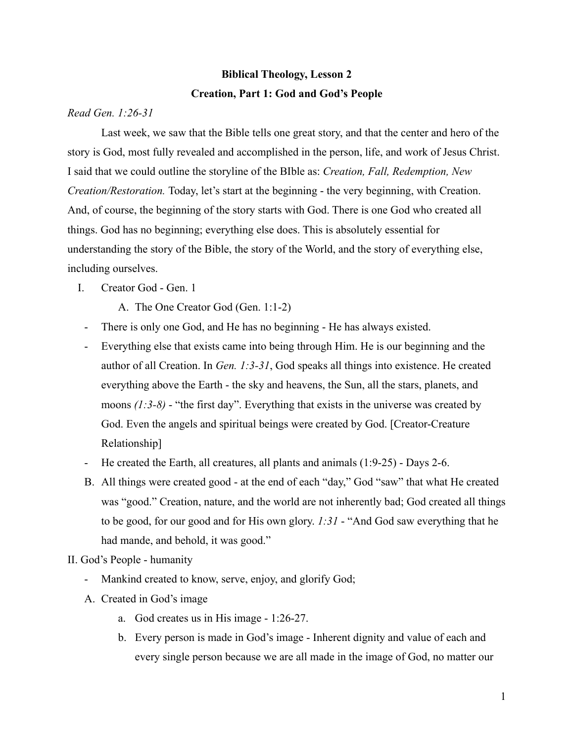**Biblical Theology, Lesson 2**

**Creation, Part 1: God and God's People**

*Read Gen. 1:26-31*

Last week, we saw that the Bible tells one great story, and that the center and hero of the story is God, most fully revealed and accomplished in the person, life, and work of Jesus Christ. I said that we could outline the storyline of the BIble as: *Creation, Fall, Redemption, New Creation/Restoration.* Today, let's start at the beginning - the very beginning, with Creation. And, of course, the beginning of the story starts with God. There is one God who created all things. God has no beginning; everything else does. This is absolutely essential for understanding the story of the Bible, the story of the World, and the story of everything else, including ourselves.

I. Creator God - Gen. 1

   A. The One Creator God (Gen. 1:1-2)

- There is only one God, and He has no beginning - He has always existed.
- Everything else that exists came into being through Him. He is our beginning and the author of all Creation. In *Gen. 1:3-31*, God speaks all things into existence. He created everything above the Earth - the sky and heavens, the Sun, all the stars, planets, and moons *(1:3-8)* - "the first day". Everything that exists in the universe was created by God. Even the angels and spiritual beings were created by God. [Creator-Creature Relationship]
- He created the Earth, all creatures, all plants and animals (1:9-25) - Days 2-6.

   B. All things were created good - at the end of each "day," God "saw" that what He created was "good." Creation, nature, and the world are not inherently bad; God created all things to be good, for our good and for His own glory. *1:31* - "And God saw everything that he had mande, and behold, it was good."

II. God's People - humanity

- Mankind created to know, serve, enjoy, and glorify God;

   A. Created in God's image

      a. God creates us in His image - 1:26-27.

      b. Every person is made in God's image - Inherent dignity and value of each and every single person because we are all made in the image of God, no matter our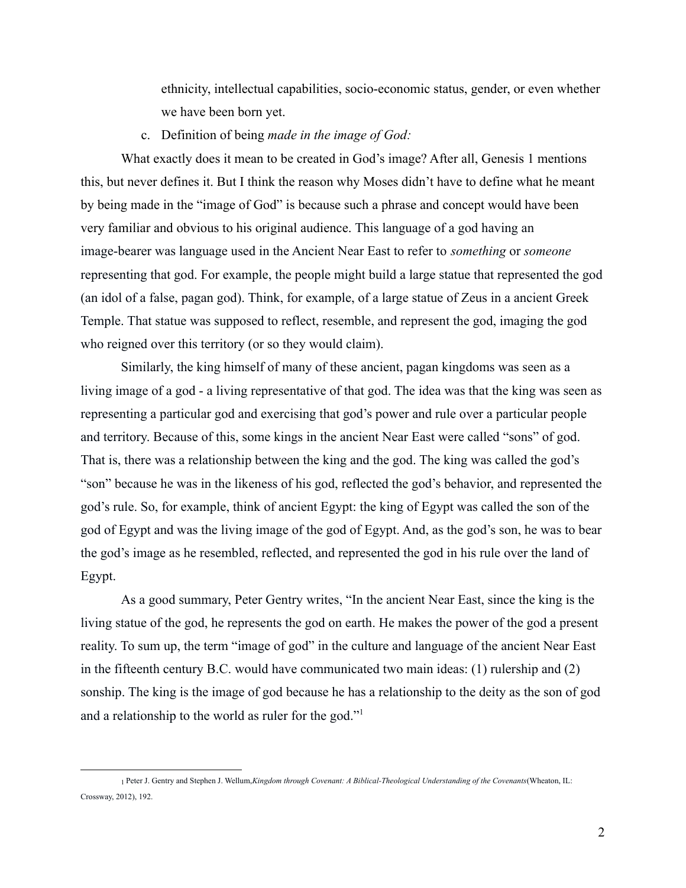ethnicity, intellectual capabilities, socio-economic status, gender, or even whether we have been born yet.

c. Definition of being *made in the image of God:*

What exactly does it mean to be created in God's image? After all, Genesis 1 mentions this, but never defines it. But I think the reason why Moses didn't have to define what he meant by being made in the "image of God" is because such a phrase and concept would have been very familiar and obvious to his original audience. This language of a god having an image-bearer was language used in the Ancient Near East to refer to *something* or *someone* representing that god. For example, the people might build a large statue that represented the god (an idol of a false, pagan god). Think, for example, of a large statue of Zeus in a ancient Greek Temple. That statue was supposed to reflect, resemble, and represent the god, imaging the god who reigned over this territory (or so they would claim).

Similarly, the king himself of many of these ancient, pagan kingdoms was seen as a living image of a god - a living representative of that god. The idea was that the king was seen as representing a particular god and exercising that god's power and rule over a particular people and territory. Because of this, some kings in the ancient Near East were called "sons" of god. That is, there was a relationship between the king and the god. The king was called the god's "son" because he was in the likeness of his god, reflected the god's behavior, and represented the god's rule. So, for example, think of ancient Egypt: the king of Egypt was called the son of the god of Egypt and was the living image of the god of Egypt. And, as the god's son, he was to bear the god's image as he resembled, reflected, and represented the god in his rule over the land of Egypt.

As a good summary, Peter Gentry writes, "In the ancient Near East, since the king is the living statue of the god, he represents the god on earth. He makes the power of the god a present reality. To sum up, the term "image of god" in the culture and language of the ancient Near East in the fifteenth century B.C. would have communicated two main ideas: (1) rulership and (2) sonship. The king is the image of god because he has a relationship to the deity as the son of god and a relationship to the world as ruler for the god."[1]

---

[1] Peter J. Gentry and Stephen J. Wellum, *Kingdom through Covenant: A Biblical-Theological Understanding of the Covenants* (Wheaton, IL: Crossway, 2012), 192.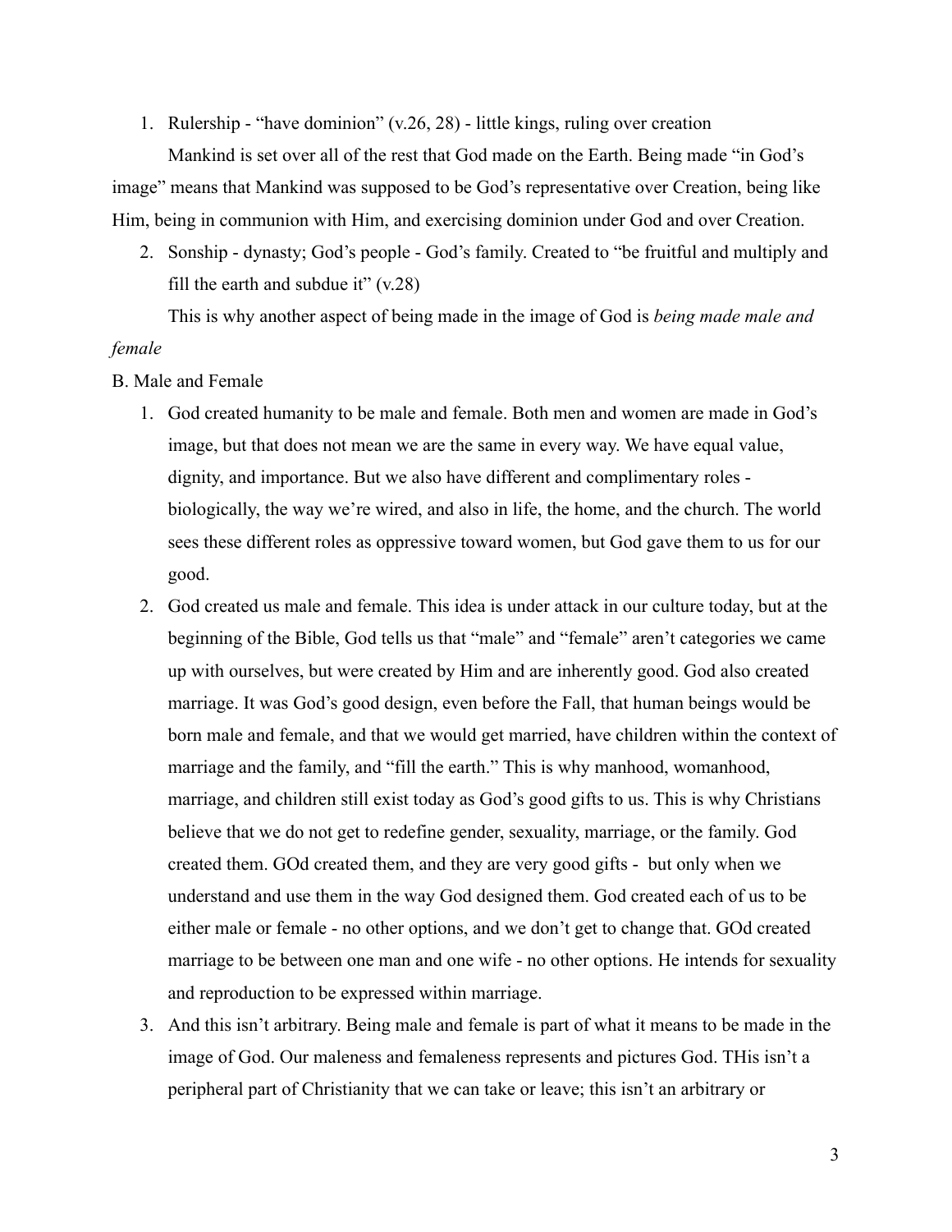1. Rulership - "have dominion" (v.26, 28) - little kings, ruling over creation

Mankind is set over all of the rest that God made on the Earth. Being made "in God's image" means that Mankind was supposed to be God's representative over Creation, being like Him, being in communion with Him, and exercising dominion under God and over Creation.

2. Sonship - dynasty; God's people - God's family. Created to "be fruitful and multiply and fill the earth and subdue it" (v.28)

This is why another aspect of being made in the image of God is *being made male and female*

B. Male and Female

1. God created humanity to be male and female. Both men and women are made in God's image, but that does not mean we are the same in every way. We have equal value, dignity, and importance. But we also have different and complimentary roles - biologically, the way we're wired, and also in life, the home, and the church. The world sees these different roles as oppressive toward women, but God gave them to us for our good.
2. God created us male and female. This idea is under attack in our culture today, but at the beginning of the Bible, God tells us that "male" and "female" aren't categories we came up with ourselves, but were created by Him and are inherently good. God also created marriage. It was God's good design, even before the Fall, that human beings would be born male and female, and that we would get married, have children within the context of marriage and the family, and "fill the earth." This is why manhood, womanhood, marriage, and children still exist today as God's good gifts to us. This is why Christians believe that we do not get to redefine gender, sexuality, marriage, or the family. God created them. GOd created them, and they are very good gifts - but only when we understand and use them in the way God designed them. God created each of us to be either male or female - no other options, and we don't get to change that. GOd created marriage to be between one man and one wife - no other options. He intends for sexuality and reproduction to be expressed within marriage.
3. And this isn't arbitrary. Being male and female is part of what it means to be made in the image of God. Our maleness and femaleness represents and pictures God. THis isn't a peripheral part of Christianity that we can take or leave; this isn't an arbitrary or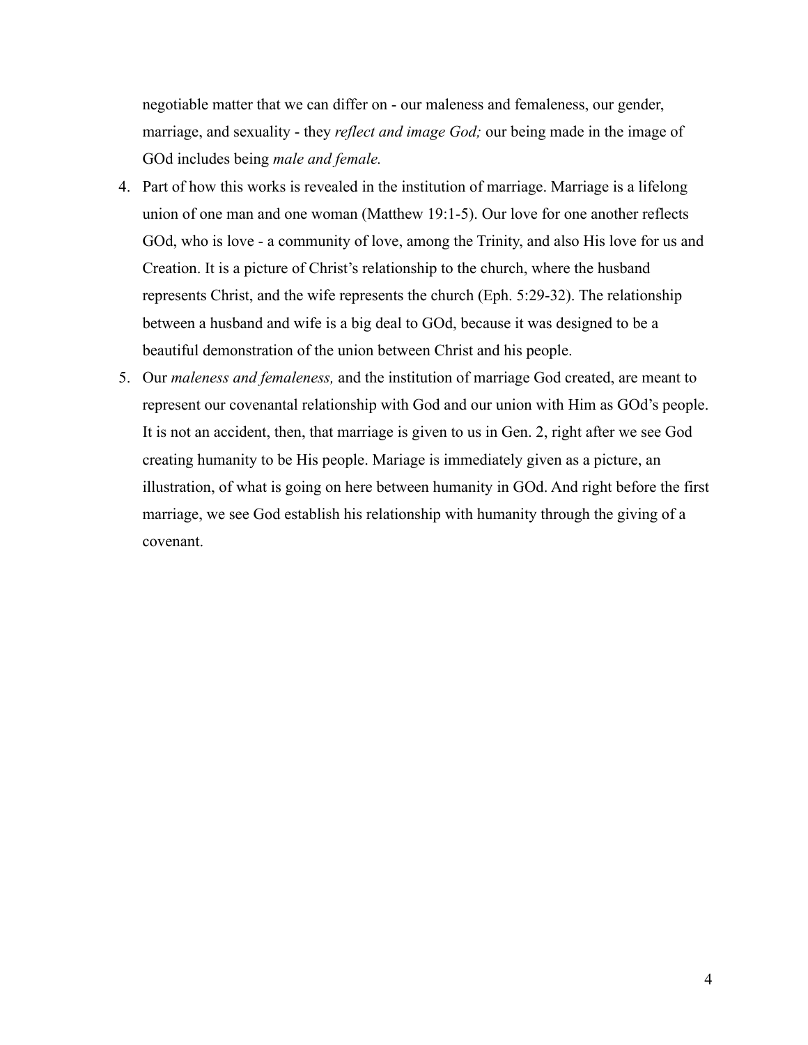negotiable matter that we can differ on - our maleness and femaleness, our gender, marriage, and sexuality - they *reflect and image God;* our being made in the image of GOd includes being *male and female.*

4. Part of how this works is revealed in the institution of marriage. Marriage is a lifelong union of one man and one woman (Matthew 19:1-5). Our love for one another reflects GOd, who is love - a community of love, among the Trinity, and also His love for us and Creation. It is a picture of Christ's relationship to the church, where the husband represents Christ, and the wife represents the church (Eph. 5:29-32). The relationship between a husband and wife is a big deal to GOd, because it was designed to be a beautiful demonstration of the union between Christ and his people.
5. Our *maleness and femaleness,* and the institution of marriage God created, are meant to represent our covenantal relationship with God and our union with Him as GOd's people. It is not an accident, then, that marriage is given to us in Gen. 2, right after we see God creating humanity to be His people. Mariage is immediately given as a picture, an illustration, of what is going on here between humanity in GOd. And right before the first marriage, we see God establish his relationship with humanity through the giving of a covenant.